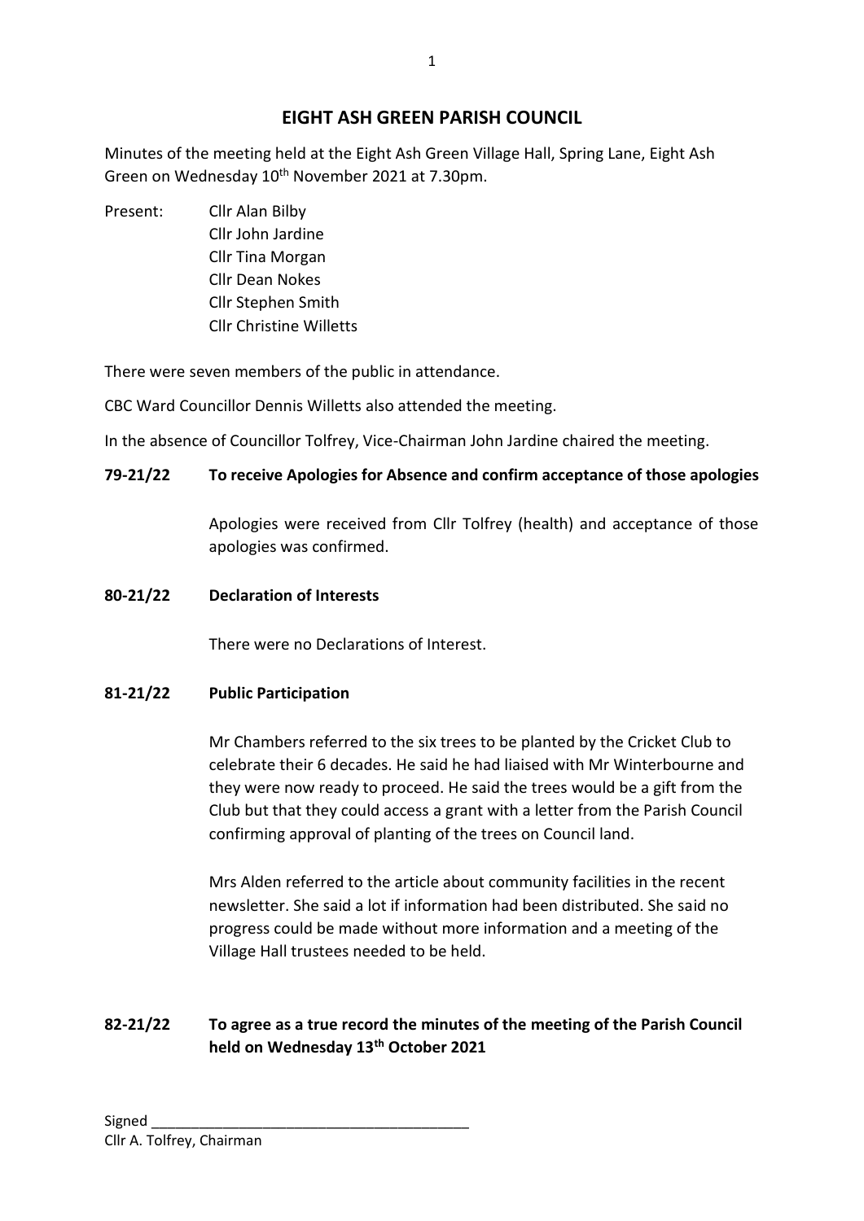# EIGHT ASH GREEN PARISH COUNCIL

Minutes of the meeting held at the Eight Ash Green Village Hall, Spring Lane, Eight Ash Green on Wednesday 10th November 2021 at 7.30pm.

Present: Cllr Alan Bilby
Cllr John Jardine
Cllr Tina Morgan
Cllr Dean Nokes
Cllr Stephen Smith
Cllr Christine Willetts

There were seven members of the public in attendance.

CBC Ward Councillor Dennis Willetts also attended the meeting.

In the absence of Councillor Tolfrey, Vice-Chairman John Jardine chaired the meeting.

**79-21/22 To receive Apologies for Absence and confirm acceptance of those apologies**

Apologies were received from Cllr Tolfrey (health) and acceptance of those apologies was confirmed.

**80-21/22 Declaration of Interests**

There were no Declarations of Interest.

**81-21/22 Public Participation**

Mr Chambers referred to the six trees to be planted by the Cricket Club to celebrate their 6 decades. He said he had liaised with Mr Winterbourne and they were now ready to proceed. He said the trees would be a gift from the Club but that they could access a grant with a letter from the Parish Council confirming approval of planting of the trees on Council land.

Mrs Alden referred to the article about community facilities in the recent newsletter. She said a lot if information had been distributed. She said no progress could be made without more information and a meeting of the Village Hall trustees needed to be held.

**82-21/22 To agree as a true record the minutes of the meeting of the Parish Council held on Wednesday 13th October 2021**

Signed \_\_\_\_\_\_\_\_\_\_\_\_\_\_\_\_\_\_\_\_\_\_\_\_\_\_\_\_\_\_\_\_\_\_\_\_\_\_\_\_
Cllr A. Tolfrey, Chairman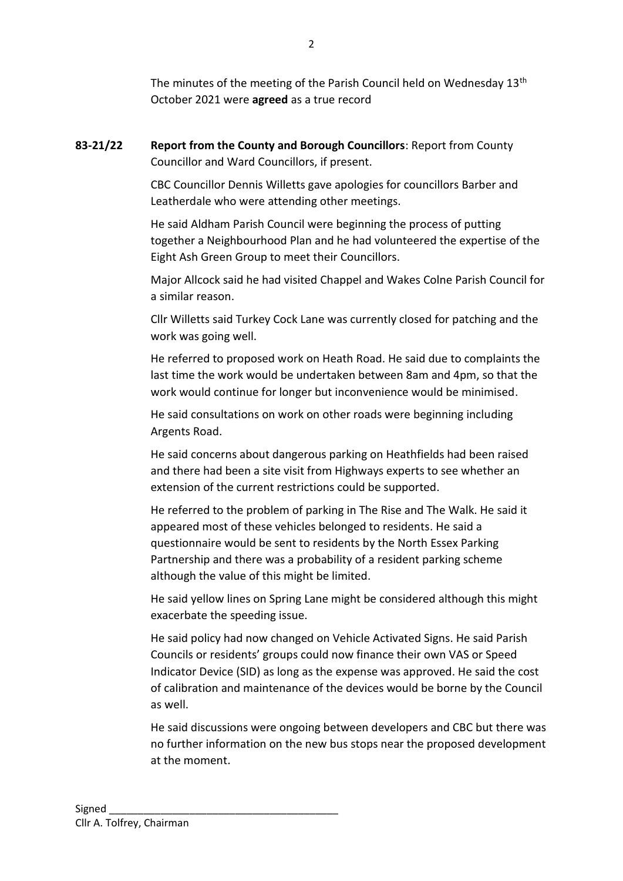The minutes of the meeting of the Parish Council held on Wednesday 13th October 2021 were **agreed** as a true record

**83-21/22 Report from the County and Borough Councillors**: Report from County Councillor and Ward Councillors, if present.

CBC Councillor Dennis Willetts gave apologies for councillors Barber and Leatherdale who were attending other meetings.

He said Aldham Parish Council were beginning the process of putting together a Neighbourhood Plan and he had volunteered the expertise of the Eight Ash Green Group to meet their Councillors.

Major Allcock said he had visited Chappel and Wakes Colne Parish Council for a similar reason.

Cllr Willetts said Turkey Cock Lane was currently closed for patching and the work was going well.

He referred to proposed work on Heath Road. He said due to complaints the last time the work would be undertaken between 8am and 4pm, so that the work would continue for longer but inconvenience would be minimised.

He said consultations on work on other roads were beginning including Argents Road.

He said concerns about dangerous parking on Heathfields had been raised and there had been a site visit from Highways experts to see whether an extension of the current restrictions could be supported.

He referred to the problem of parking in The Rise and The Walk. He said it appeared most of these vehicles belonged to residents. He said a questionnaire would be sent to residents by the North Essex Parking Partnership and there was a probability of a resident parking scheme although the value of this might be limited.

He said yellow lines on Spring Lane might be considered although this might exacerbate the speeding issue.

He said policy had now changed on Vehicle Activated Signs. He said Parish Councils or residents' groups could now finance their own VAS or Speed Indicator Device (SID) as long as the expense was approved. He said the cost of calibration and maintenance of the devices would be borne by the Council as well.

He said discussions were ongoing between developers and CBC but there was no further information on the new bus stops near the proposed development at the moment.

Signed ________________________________________
Cllr A. Tolfrey, Chairman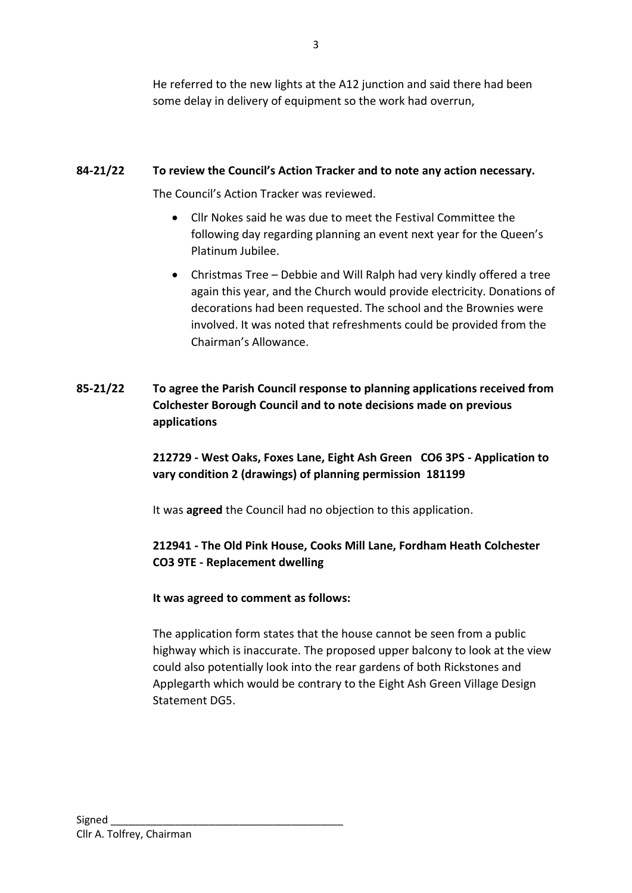He referred to the new lights at the A12 junction and said there had been some delay in delivery of equipment so the work had overrun,

**84-21/22 To review the Council's Action Tracker and to note any action necessary.**

The Council's Action Tracker was reviewed.

- Cllr Nokes said he was due to meet the Festival Committee the following day regarding planning an event next year for the Queen's Platinum Jubilee.
- Christmas Tree – Debbie and Will Ralph had very kindly offered a tree again this year, and the Church would provide electricity. Donations of decorations had been requested. The school and the Brownies were involved. It was noted that refreshments could be provided from the Chairman's Allowance.

**85-21/22 To agree the Parish Council response to planning applications received from Colchester Borough Council and to note decisions made on previous applications**

**212729 - West Oaks, Foxes Lane, Eight Ash Green CO6 3PS - Application to vary condition 2 (drawings) of planning permission 181199**

It was **agreed** the Council had no objection to this application.

**212941 - The Old Pink House, Cooks Mill Lane, Fordham Heath Colchester CO3 9TE - Replacement dwelling**

**It was agreed to comment as follows:**

The application form states that the house cannot be seen from a public highway which is inaccurate. The proposed upper balcony to look at the view could also potentially look into the rear gardens of both Rickstones and Applegarth which would be contrary to the Eight Ash Green Village Design Statement DG5.

Signed \_\_\_\_\_\_\_\_\_\_\_\_\_\_\_\_\_\_\_\_\_\_\_\_\_\_\_\_\_\_\_\_\_\_\_\_\_\_\_\_
Cllr A. Tolfrey, Chairman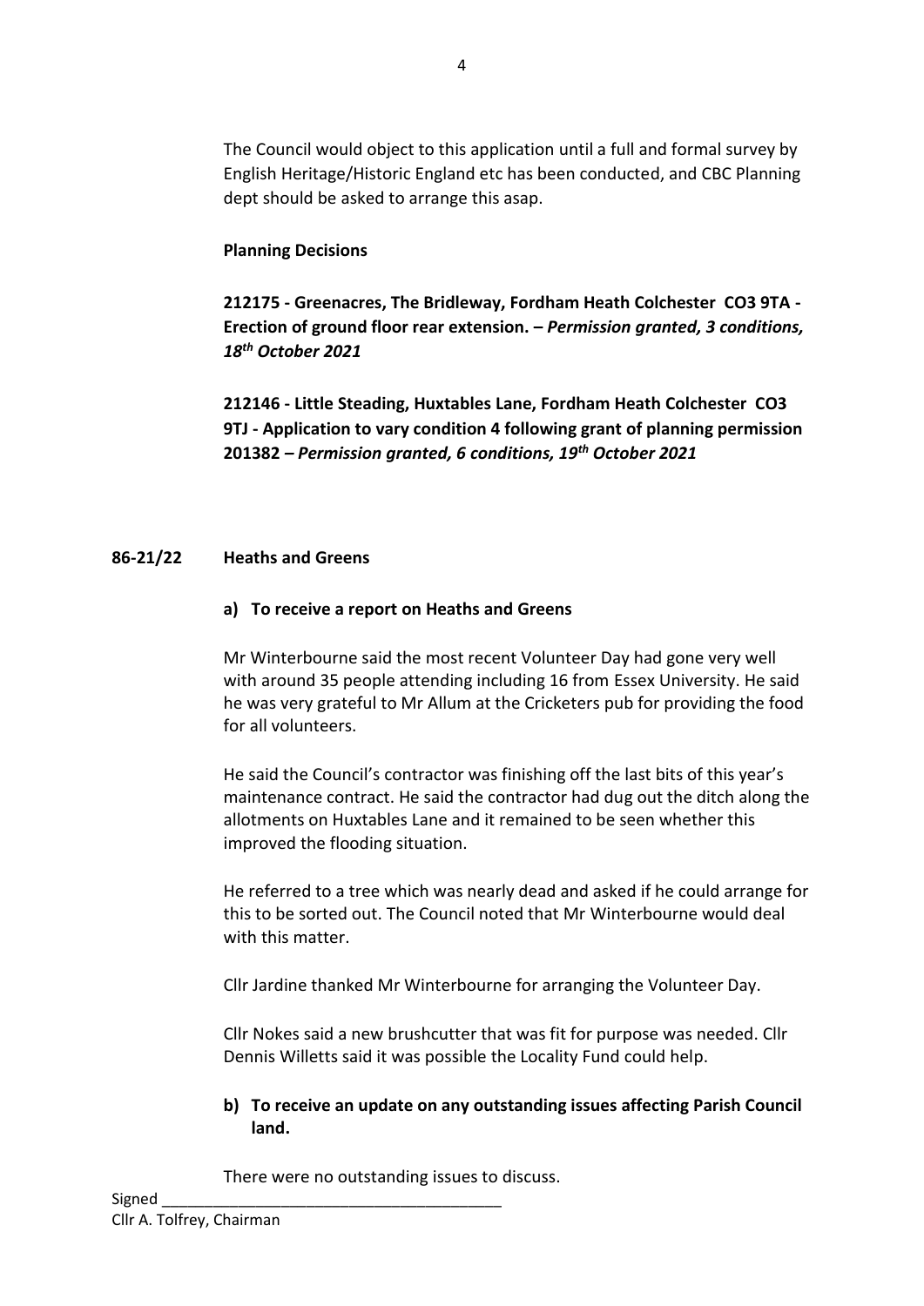The Council would object to this application until a full and formal survey by English Heritage/Historic England etc has been conducted, and CBC Planning dept should be asked to arrange this asap.

**Planning Decisions**

**212175 - Greenacres, The Bridleway, Fordham Heath Colchester CO3 9TA - Erection of ground floor rear extension. –** ***Permission granted, 3 conditions, 18th October 2021***

**212146 - Little Steading, Huxtables Lane, Fordham Heath Colchester CO3 9TJ - Application to vary condition 4 following grant of planning permission 201382 –** ***Permission granted, 6 conditions, 19th October 2021***

## 86-21/22 Heaths and Greens

### a) To receive a report on Heaths and Greens

Mr Winterbourne said the most recent Volunteer Day had gone very well with around 35 people attending including 16 from Essex University. He said he was very grateful to Mr Allum at the Cricketers pub for providing the food for all volunteers.

He said the Council's contractor was finishing off the last bits of this year's maintenance contract. He said the contractor had dug out the ditch along the allotments on Huxtables Lane and it remained to be seen whether this improved the flooding situation.

He referred to a tree which was nearly dead and asked if he could arrange for this to be sorted out. The Council noted that Mr Winterbourne would deal with this matter.

Cllr Jardine thanked Mr Winterbourne for arranging the Volunteer Day.

Cllr Nokes said a new brushcutter that was fit for purpose was needed. Cllr Dennis Willetts said it was possible the Locality Fund could help.

### b) To receive an update on any outstanding issues affecting Parish Council land.

There were no outstanding issues to discuss.

Signed \_\_\_\_\_\_\_\_\_\_\_\_\_\_\_\_\_\_\_\_\_\_\_\_\_\_\_\_\_\_\_\_\_\_\_\_\_\_\_\_
Cllr A. Tolfrey, Chairman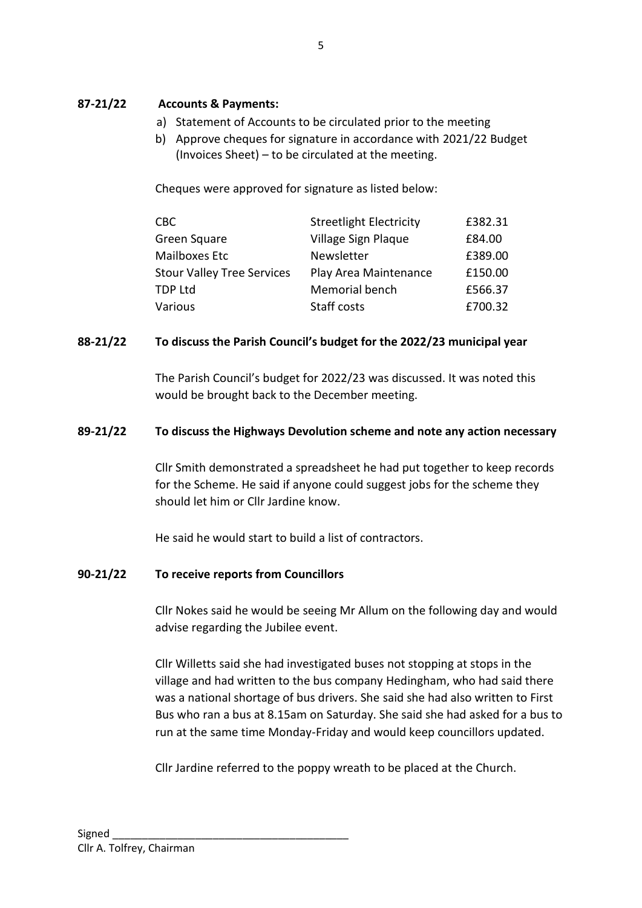**87-21/22 Accounts & Payments:**

a) Statement of Accounts to be circulated prior to the meeting
b) Approve cheques for signature in accordance with 2021/22 Budget (Invoices Sheet) – to be circulated at the meeting.

Cheques were approved for signature as listed below:

| | | |
|---|---|---|
| CBC | Streetlight Electricity | £382.31 |
| Green Square | Village Sign Plaque | £84.00 |
| Mailboxes Etc | Newsletter | £389.00 |
| Stour Valley Tree Services | Play Area Maintenance | £150.00 |
| TDP Ltd | Memorial bench | £566.37 |
| Various | Staff costs | £700.32 |

**88-21/22 To discuss the Parish Council's budget for the 2022/23 municipal year**

The Parish Council's budget for 2022/23 was discussed. It was noted this would be brought back to the December meeting.

**89-21/22 To discuss the Highways Devolution scheme and note any action necessary**

Cllr Smith demonstrated a spreadsheet he had put together to keep records for the Scheme. He said if anyone could suggest jobs for the scheme they should let him or Cllr Jardine know.

He said he would start to build a list of contractors.

**90-21/22 To receive reports from Councillors**

Cllr Nokes said he would be seeing Mr Allum on the following day and would advise regarding the Jubilee event.

Cllr Willetts said she had investigated buses not stopping at stops in the village and had written to the bus company Hedingham, who had said there was a national shortage of bus drivers. She said she had also written to First Bus who ran a bus at 8.15am on Saturday. She said she had asked for a bus to run at the same time Monday-Friday and would keep councillors updated.

Cllr Jardine referred to the poppy wreath to be placed at the Church.

Signed ________________________________________
Cllr A. Tolfrey, Chairman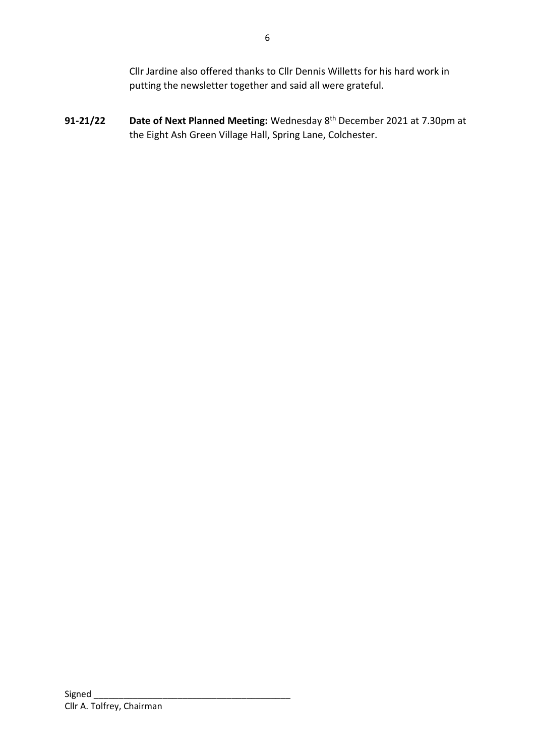Cllr Jardine also offered thanks to Cllr Dennis Willetts for his hard work in putting the newsletter together and said all were grateful.

**91-21/22** **Date of Next Planned Meeting:** Wednesday 8th December 2021 at 7.30pm at the Eight Ash Green Village Hall, Spring Lane, Colchester.

Signed \_\_\_\_\_\_\_\_\_\_\_\_\_\_\_\_\_\_\_\_\_\_\_\_\_\_\_\_\_\_\_\_\_\_\_\_\_\_\_\_
Cllr A. Tolfrey, Chairman